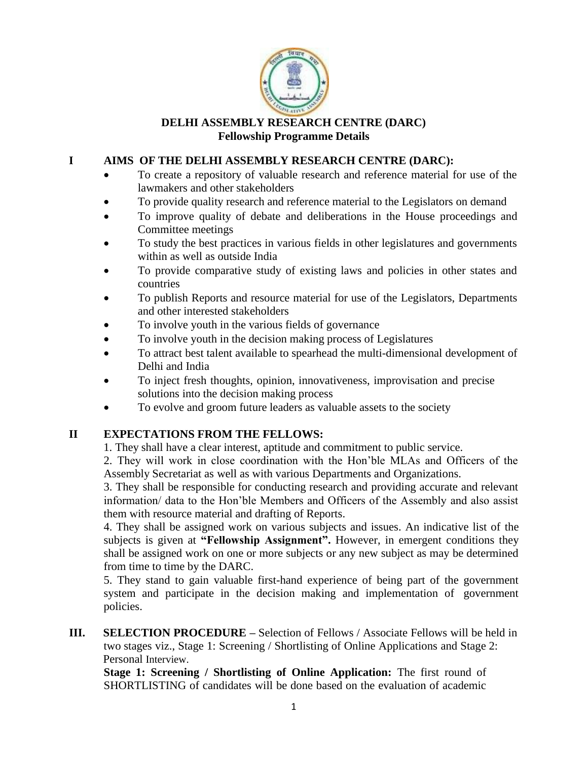# DELHI ASSEMBLY RESEARCH CENTRE (DARC)

## Fellowship Programme Details

## I AIMS OF THE DELHI ASSEMBLY RESEARCH CENTRE (DARC):

- To create a repository of valuable research and reference material for use of the lawmakers and other stakeholders
- To provide quality research and reference material to the Legislators on demand
- To improve quality of debate and deliberations in the House proceedings and Committee meetings
- To study the best practices in various fields in other legislatures and governments within as well as outside India
- To provide comparative study of existing laws and policies in other states and countries
- To publish Reports and resource material for use of the Legislators, Departments and other interested stakeholders
- To involve youth in the various fields of governance
- To involve youth in the decision making process of Legislatures
- To attract best talent available to spearhead the multi-dimensional development of Delhi and India
- To inject fresh thoughts, opinion, innovativeness, improvisation and precise solutions into the decision making process
- To evolve and groom future leaders as valuable assets to the society

## II EXPECTATIONS FROM THE FELLOWS:

1. They shall have a clear interest, aptitude and commitment to public service.
2. They will work in close coordination with the Hon'ble MLAs and Officers of the Assembly Secretariat as well as with various Departments and Organizations.
3. They shall be responsible for conducting research and providing accurate and relevant information/ data to the Hon'ble Members and Officers of the Assembly and also assist them with resource material and drafting of Reports.
4. They shall be assigned work on various subjects and issues. An indicative list of the subjects is given at **"Fellowship Assignment".** However, in emergent conditions they shall be assigned work on one or more subjects or any new subject as may be determined from time to time by the DARC.
5. They stand to gain valuable first-hand experience of being part of the government system and participate in the decision making and implementation of government policies.

## III. SELECTION PROCEDURE

**SELECTION PROCEDURE –** Selection of Fellows / Associate Fellows will be held in two stages viz., Stage 1: Screening / Shortlisting of Online Applications and Stage 2: Personal Interview.

**Stage 1: Screening / Shortlisting of Online Application:** The first round of SHORTLISTING of candidates will be done based on the evaluation of academic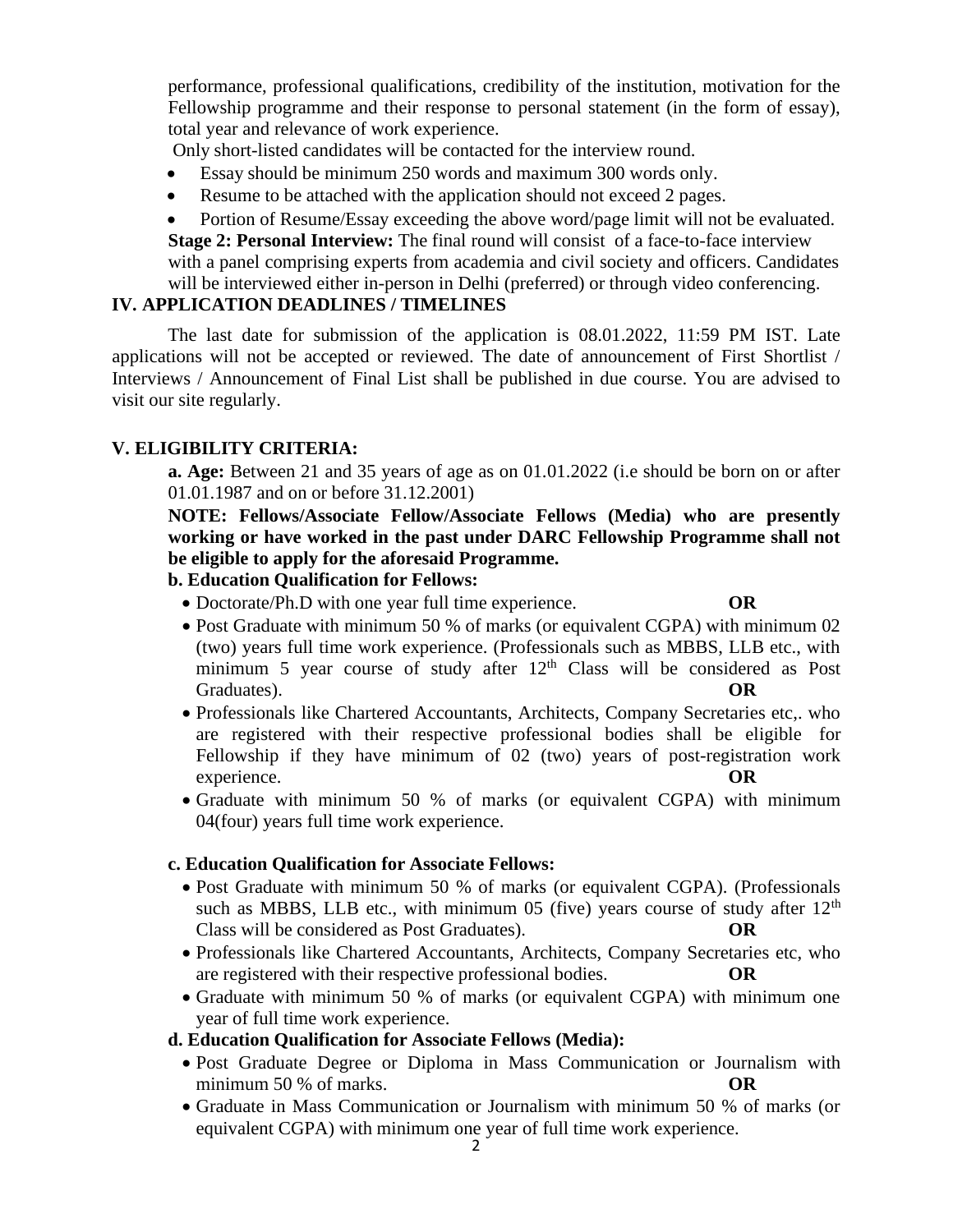performance, professional qualifications, credibility of the institution, motivation for the Fellowship programme and their response to personal statement (in the form of essay), total year and relevance of work experience.

Only short-listed candidates will be contacted for the interview round.

- Essay should be minimum 250 words and maximum 300 words only.
- Resume to be attached with the application should not exceed 2 pages.
- Portion of Resume/Essay exceeding the above word/page limit will not be evaluated.

**Stage 2: Personal Interview:** The final round will consist of a face-to-face interview with a panel comprising experts from academia and civil society and officers. Candidates will be interviewed either in-person in Delhi (preferred) or through video conferencing.

## IV. APPLICATION DEADLINES / TIMELINES

The last date for submission of the application is 08.01.2022, 11:59 PM IST. Late applications will not be accepted or reviewed. The date of announcement of First Shortlist / Interviews / Announcement of Final List shall be published in due course. You are advised to visit our site regularly.

## V. ELIGIBILITY CRITERIA:

**a. Age:** Between 21 and 35 years of age as on 01.01.2022 (i.e should be born on or after 01.01.1987 and on or before 31.12.2001)

**NOTE: Fellows/Associate Fellow/Associate Fellows (Media) who are presently working or have worked in the past under DARC Fellowship Programme shall not be eligible to apply for the aforesaid Programme.**

**b. Education Qualification for Fellows:**

- Doctorate/Ph.D with one year full time experience. **OR**
- Post Graduate with minimum 50 % of marks (or equivalent CGPA) with minimum 02 (two) years full time work experience. (Professionals such as MBBS, LLB etc., with minimum 5 year course of study after 12th Class will be considered as Post Graduates). **OR**
- Professionals like Chartered Accountants, Architects, Company Secretaries etc,. who are registered with their respective professional bodies shall be eligible for Fellowship if they have minimum of 02 (two) years of post-registration work experience. **OR**
- Graduate with minimum 50 % of marks (or equivalent CGPA) with minimum 04(four) years full time work experience.

**c. Education Qualification for Associate Fellows:**

- Post Graduate with minimum 50 % of marks (or equivalent CGPA). (Professionals such as MBBS, LLB etc., with minimum 05 (five) years course of study after 12th Class will be considered as Post Graduates). **OR**
- Professionals like Chartered Accountants, Architects, Company Secretaries etc, who are registered with their respective professional bodies. **OR**
- Graduate with minimum 50 % of marks (or equivalent CGPA) with minimum one year of full time work experience.

**d. Education Qualification for Associate Fellows (Media):**

- Post Graduate Degree or Diploma in Mass Communication or Journalism with minimum 50 % of marks. **OR**
- Graduate in Mass Communication or Journalism with minimum 50 % of marks (or equivalent CGPA) with minimum one year of full time work experience.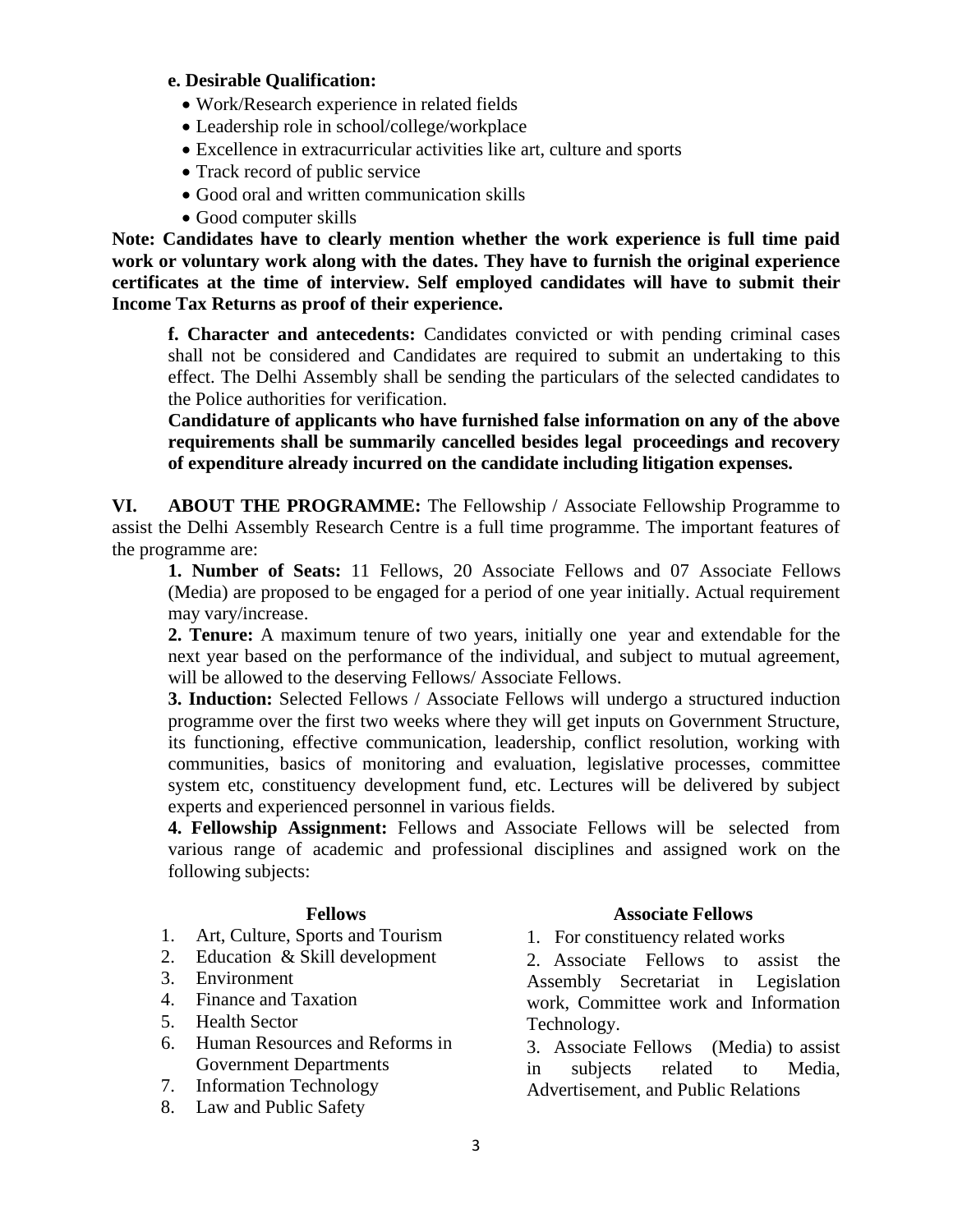**e. Desirable Qualification:**

- Work/Research experience in related fields
- Leadership role in school/college/workplace
- Excellence in extracurricular activities like art, culture and sports
- Track record of public service
- Good oral and written communication skills
- Good computer skills

**Note: Candidates have to clearly mention whether the work experience is full time paid work or voluntary work along with the dates. They have to furnish the original experience certificates at the time of interview. Self employed candidates will have to submit their Income Tax Returns as proof of their experience.**

**f. Character and antecedents:** Candidates convicted or with pending criminal cases shall not be considered and Candidates are required to submit an undertaking to this effect. The Delhi Assembly shall be sending the particulars of the selected candidates to the Police authorities for verification.

**Candidature of applicants who have furnished false information on any of the above requirements shall be summarily cancelled besides legal proceedings and recovery of expenditure already incurred on the candidate including litigation expenses.**

**VI. ABOUT THE PROGRAMME:** The Fellowship / Associate Fellowship Programme to assist the Delhi Assembly Research Centre is a full time programme. The important features of the programme are:

**1. Number of Seats:** 11 Fellows, 20 Associate Fellows and 07 Associate Fellows (Media) are proposed to be engaged for a period of one year initially. Actual requirement may vary/increase.

**2. Tenure:** A maximum tenure of two years, initially one year and extendable for the next year based on the performance of the individual, and subject to mutual agreement, will be allowed to the deserving Fellows/ Associate Fellows.

**3. Induction:** Selected Fellows / Associate Fellows will undergo a structured induction programme over the first two weeks where they will get inputs on Government Structure, its functioning, effective communication, leadership, conflict resolution, working with communities, basics of monitoring and evaluation, legislative processes, committee system etc, constituency development fund, etc. Lectures will be delivered by subject experts and experienced personnel in various fields.

**4. Fellowship Assignment:** Fellows and Associate Fellows will be selected from various range of academic and professional disciplines and assigned work on the following subjects:

**Fellows**

1. Art, Culture, Sports and Tourism
2. Education & Skill development
3. Environment
4. Finance and Taxation
5. Health Sector
6. Human Resources and Reforms in Government Departments
7. Information Technology
8. Law and Public Safety

**Associate Fellows**

1. For constituency related works
2. Associate Fellows to assist the Assembly Secretariat in Legislation work, Committee work and Information Technology.
3. Associate Fellows (Media) to assist in subjects related to Media, Advertisement, and Public Relations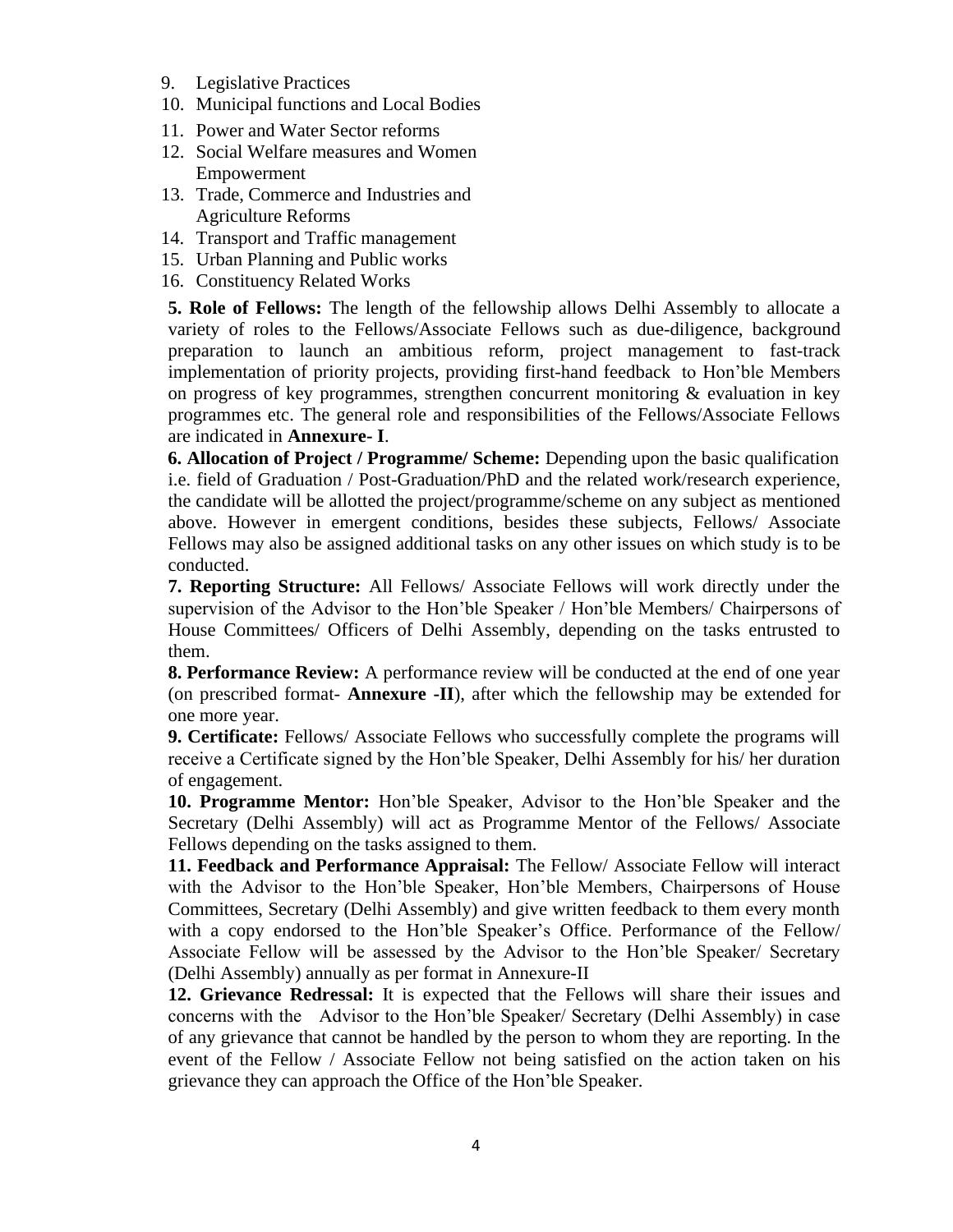9. Legislative Practices
10. Municipal functions and Local Bodies
11. Power and Water Sector reforms
12. Social Welfare measures and Women Empowerment
13. Trade, Commerce and Industries and Agriculture Reforms
14. Transport and Traffic management
15. Urban Planning and Public works
16. Constituency Related Works

**5. Role of Fellows:** The length of the fellowship allows Delhi Assembly to allocate a variety of roles to the Fellows/Associate Fellows such as due-diligence, background preparation to launch an ambitious reform, project management to fast-track implementation of priority projects, providing first-hand feedback to Hon'ble Members on progress of key programmes, strengthen concurrent monitoring & evaluation in key programmes etc. The general role and responsibilities of the Fellows/Associate Fellows are indicated in **Annexure- I**.

**6. Allocation of Project / Programme/ Scheme:** Depending upon the basic qualification i.e. field of Graduation / Post-Graduation/PhD and the related work/research experience, the candidate will be allotted the project/programme/scheme on any subject as mentioned above. However in emergent conditions, besides these subjects, Fellows/ Associate Fellows may also be assigned additional tasks on any other issues on which study is to be conducted.

**7. Reporting Structure:** All Fellows/ Associate Fellows will work directly under the supervision of the Advisor to the Hon'ble Speaker / Hon'ble Members/ Chairpersons of House Committees/ Officers of Delhi Assembly, depending on the tasks entrusted to them.

**8. Performance Review:** A performance review will be conducted at the end of one year (on prescribed format- **Annexure -II**), after which the fellowship may be extended for one more year.

**9. Certificate:** Fellows/ Associate Fellows who successfully complete the programs will receive a Certificate signed by the Hon'ble Speaker, Delhi Assembly for his/ her duration of engagement.

**10. Programme Mentor:** Hon'ble Speaker, Advisor to the Hon'ble Speaker and the Secretary (Delhi Assembly) will act as Programme Mentor of the Fellows/ Associate Fellows depending on the tasks assigned to them.

**11. Feedback and Performance Appraisal:** The Fellow/ Associate Fellow will interact with the Advisor to the Hon'ble Speaker, Hon'ble Members, Chairpersons of House Committees, Secretary (Delhi Assembly) and give written feedback to them every month with a copy endorsed to the Hon'ble Speaker's Office. Performance of the Fellow/ Associate Fellow will be assessed by the Advisor to the Hon'ble Speaker/ Secretary (Delhi Assembly) annually as per format in Annexure-II

**12. Grievance Redressal:** It is expected that the Fellows will share their issues and concerns with the Advisor to the Hon'ble Speaker/ Secretary (Delhi Assembly) in case of any grievance that cannot be handled by the person to whom they are reporting. In the event of the Fellow / Associate Fellow not being satisfied on the action taken on his grievance they can approach the Office of the Hon'ble Speaker.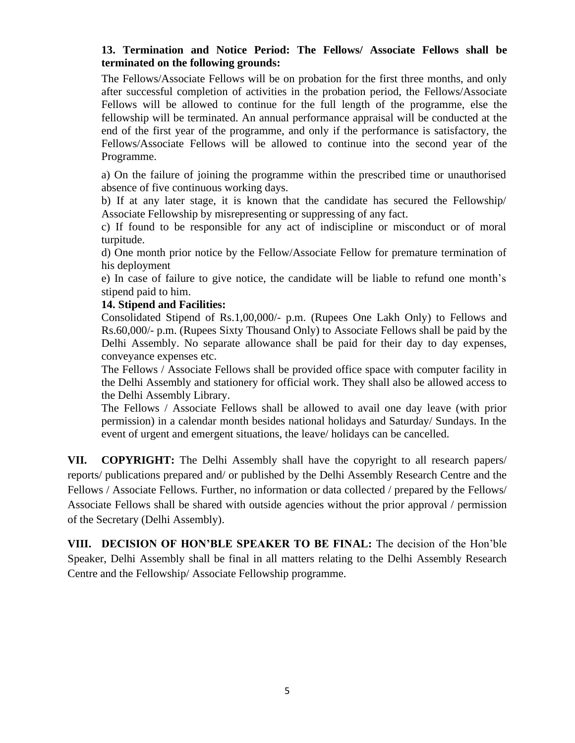**13. Termination and Notice Period: The Fellows/ Associate Fellows shall be terminated on the following grounds:**

The Fellows/Associate Fellows will be on probation for the first three months, and only after successful completion of activities in the probation period, the Fellows/Associate Fellows will be allowed to continue for the full length of the programme, else the fellowship will be terminated. An annual performance appraisal will be conducted at the end of the first year of the programme, and only if the performance is satisfactory, the Fellows/Associate Fellows will be allowed to continue into the second year of the Programme.

a) On the failure of joining the programme within the prescribed time or unauthorised absence of five continuous working days.

b) If at any later stage, it is known that the candidate has secured the Fellowship/ Associate Fellowship by misrepresenting or suppressing of any fact.

c) If found to be responsible for any act of indiscipline or misconduct or of moral turpitude.

d) One month prior notice by the Fellow/Associate Fellow for premature termination of his deployment

e) In case of failure to give notice, the candidate will be liable to refund one month's stipend paid to him.

**14. Stipend and Facilities:**

Consolidated Stipend of Rs.1,00,000/- p.m. (Rupees One Lakh Only) to Fellows and Rs.60,000/- p.m. (Rupees Sixty Thousand Only) to Associate Fellows shall be paid by the Delhi Assembly. No separate allowance shall be paid for their day to day expenses, conveyance expenses etc.

The Fellows / Associate Fellows shall be provided office space with computer facility in the Delhi Assembly and stationery for official work. They shall also be allowed access to the Delhi Assembly Library.

The Fellows / Associate Fellows shall be allowed to avail one day leave (with prior permission) in a calendar month besides national holidays and Saturday/ Sundays. In the event of urgent and emergent situations, the leave/ holidays can be cancelled.

**VII. COPYRIGHT:** The Delhi Assembly shall have the copyright to all research papers/ reports/ publications prepared and/ or published by the Delhi Assembly Research Centre and the Fellows / Associate Fellows. Further, no information or data collected / prepared by the Fellows/ Associate Fellows shall be shared with outside agencies without the prior approval / permission of the Secretary (Delhi Assembly).

**VIII. DECISION OF HON'BLE SPEAKER TO BE FINAL:** The decision of the Hon'ble Speaker, Delhi Assembly shall be final in all matters relating to the Delhi Assembly Research Centre and the Fellowship/ Associate Fellowship programme.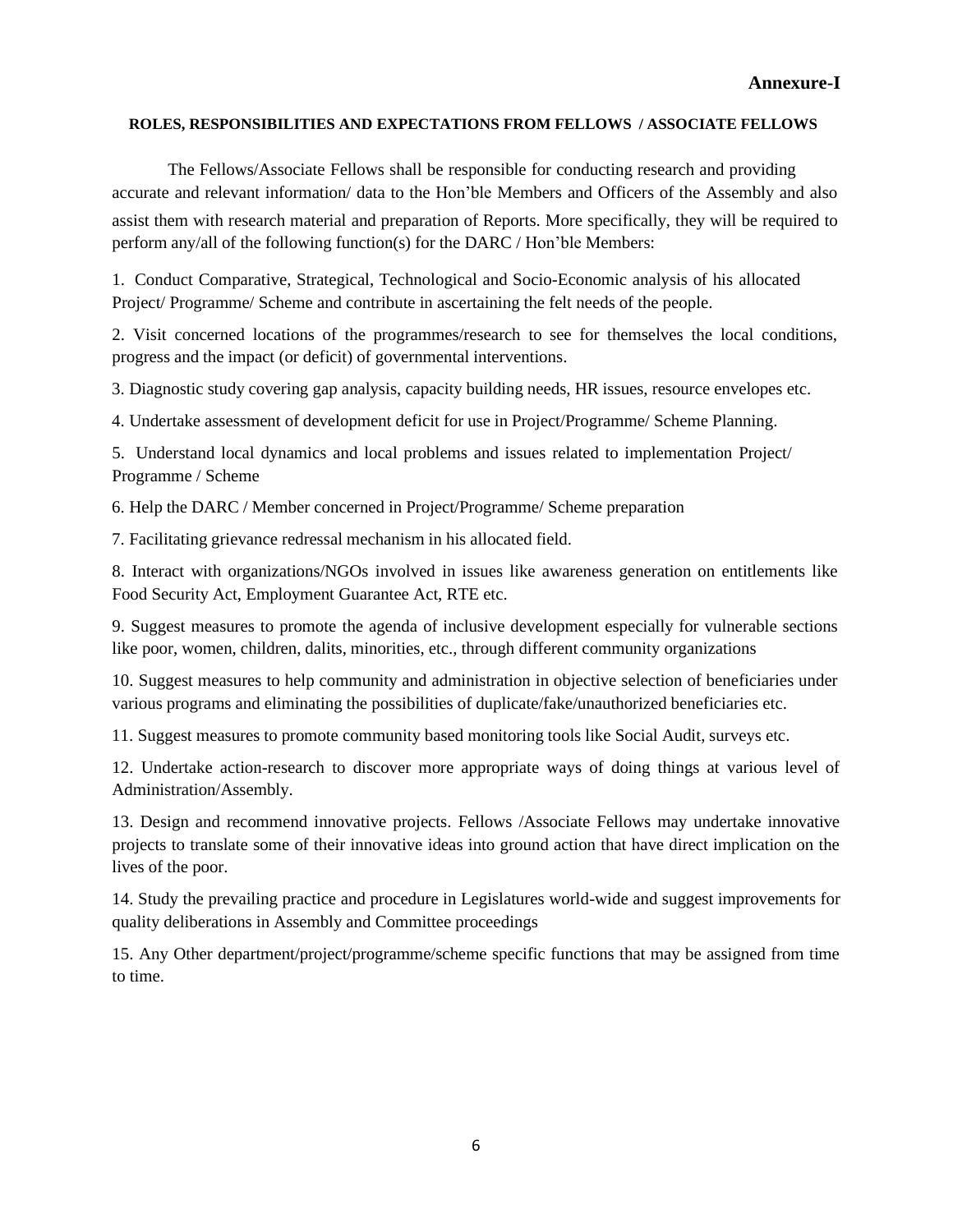**Annexure-I**

**ROLES, RESPONSIBILITIES AND EXPECTATIONS FROM FELLOWS / ASSOCIATE FELLOWS**

The Fellows/Associate Fellows shall be responsible for conducting research and providing accurate and relevant information/ data to the Hon'ble Members and Officers of the Assembly and also assist them with research material and preparation of Reports. More specifically, they will be required to perform any/all of the following function(s) for the DARC / Hon'ble Members:

1. Conduct Comparative, Strategical, Technological and Socio-Economic analysis of his allocated Project/ Programme/ Scheme and contribute in ascertaining the felt needs of the people.

2. Visit concerned locations of the programmes/research to see for themselves the local conditions, progress and the impact (or deficit) of governmental interventions.

3. Diagnostic study covering gap analysis, capacity building needs, HR issues, resource envelopes etc.

4. Undertake assessment of development deficit for use in Project/Programme/ Scheme Planning.

5. Understand local dynamics and local problems and issues related to implementation Project/ Programme / Scheme

6. Help the DARC / Member concerned in Project/Programme/ Scheme preparation

7. Facilitating grievance redressal mechanism in his allocated field.

8. Interact with organizations/NGOs involved in issues like awareness generation on entitlements like Food Security Act, Employment Guarantee Act, RTE etc.

9. Suggest measures to promote the agenda of inclusive development especially for vulnerable sections like poor, women, children, dalits, minorities, etc., through different community organizations

10. Suggest measures to help community and administration in objective selection of beneficiaries under various programs and eliminating the possibilities of duplicate/fake/unauthorized beneficiaries etc.

11. Suggest measures to promote community based monitoring tools like Social Audit, surveys etc.

12. Undertake action-research to discover more appropriate ways of doing things at various level of Administration/Assembly.

13. Design and recommend innovative projects. Fellows /Associate Fellows may undertake innovative projects to translate some of their innovative ideas into ground action that have direct implication on the lives of the poor.

14. Study the prevailing practice and procedure in Legislatures world-wide and suggest improvements for quality deliberations in Assembly and Committee proceedings

15. Any Other department/project/programme/scheme specific functions that may be assigned from time to time.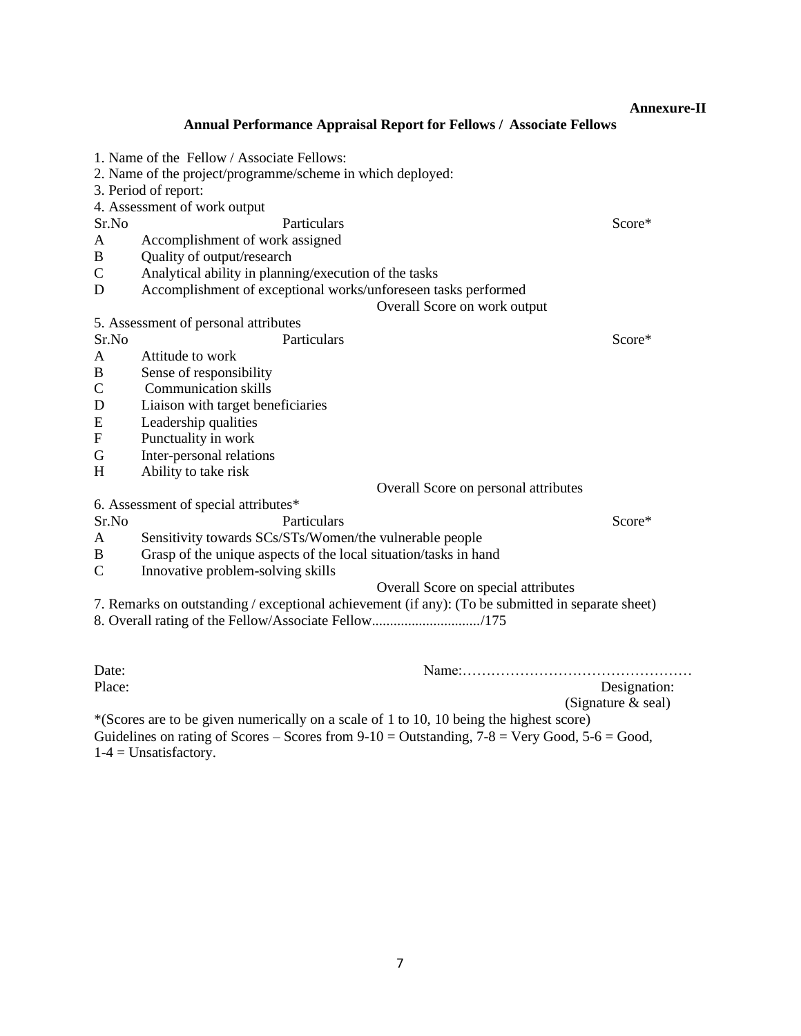**Annexure-II**

## Annual Performance Appraisal Report for Fellows / Associate Fellows

1. Name of the Fellow / Associate Fellows:
2. Name of the project/programme/scheme in which deployed:
3. Period of report:
4. Assessment of work output

| Sr.No | Particulars | Score* |
|---|---|---|
| A | Accomplishment of work assigned | |
| B | Quality of output/research | |
| C | Analytical ability in planning/execution of the tasks | |
| D | Accomplishment of exceptional works/unforeseen tasks performed | |
| | Overall Score on work output | |

5. Assessment of personal attributes

| Sr.No | Particulars | Score* |
|---|---|---|
| A | Attitude to work | |
| B | Sense of responsibility | |
| C | Communication skills | |
| D | Liaison with target beneficiaries | |
| E | Leadership qualities | |
| F | Punctuality in work | |
| G | Inter-personal relations | |
| H | Ability to take risk | |
| | Overall Score on personal attributes | |

6. Assessment of special attributes*

| Sr.No | Particulars | Score* |
|---|---|---|
| A | Sensitivity towards SCs/STs/Women/the vulnerable people | |
| B | Grasp of the unique aspects of the local situation/tasks in hand | |
| C | Innovative problem-solving skills | |
| | Overall Score on special attributes | |

7. Remarks on outstanding / exceptional achievement (if any): (To be submitted in separate sheet)
8. Overall rating of the Fellow/Associate Fellow............................./175

Date: Name:…………………………………………

Place: Designation:

(Signature & seal)

*(Scores are to be given numerically on a scale of 1 to 10, 10 being the highest score)
Guidelines on rating of Scores – Scores from 9-10 = Outstanding, 7-8 = Very Good, 5-6 = Good, 1-4 = Unsatisfactory.